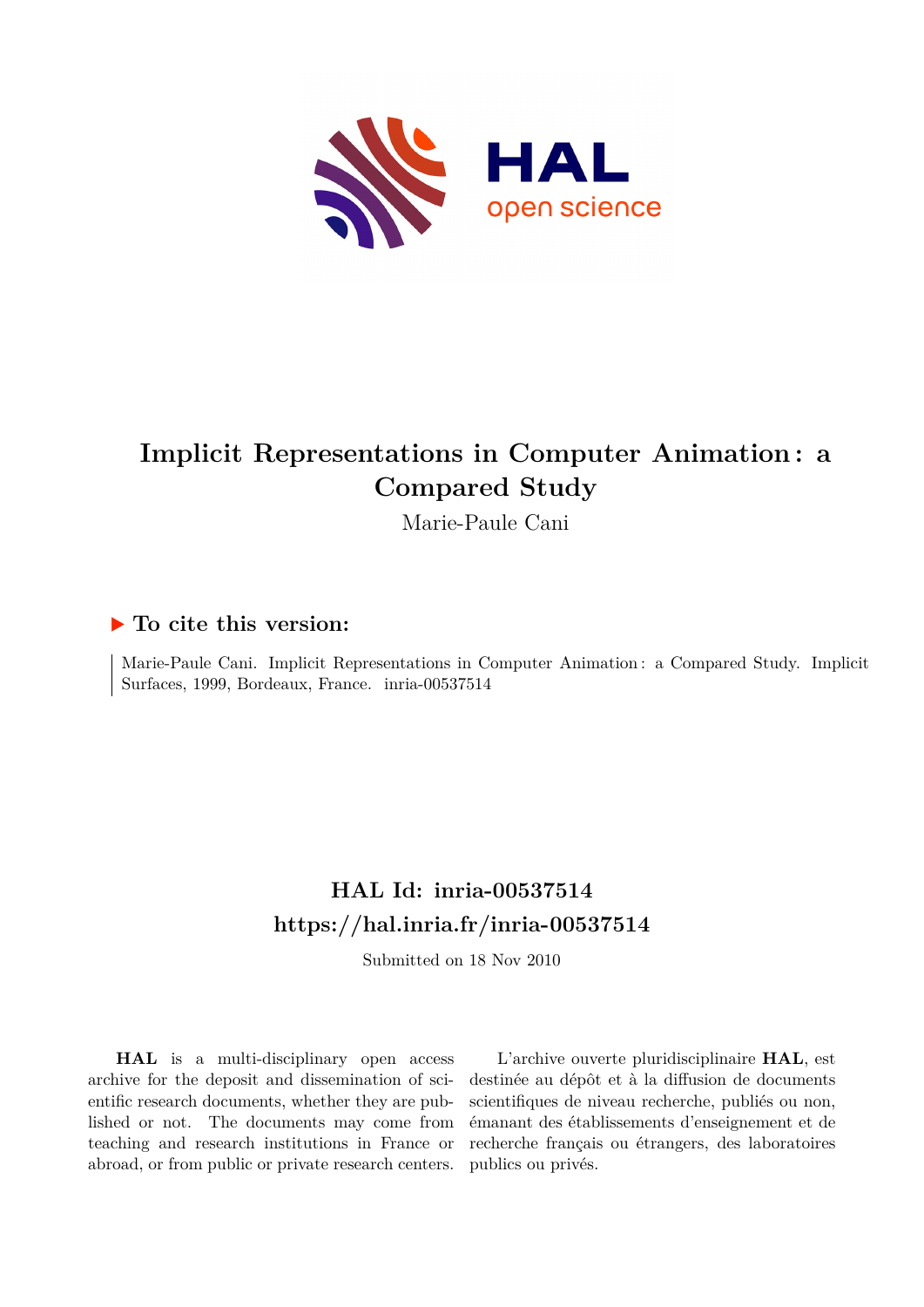# Implicit Representations in Computer Animation : a Compared Study

Marie-Paule Cani

## ▶ To cite this version:

Marie-Paule Cani. Implicit Representations in Computer Animation : a Compared Study. Implicit Surfaces, 1999, Bordeaux, France. inria-00537514

## HAL Id: inria-00537514

## https://hal.inria.fr/inria-00537514

Submitted on 18 Nov 2010

**HAL** is a multi-disciplinary open access archive for the deposit and dissemination of scientific research documents, whether they are published or not. The documents may come from teaching and research institutions in France or abroad, or from public or private research centers.

L'archive ouverte pluridisciplinaire **HAL**, est destinée au dépôt et à la diffusion de documents scientifiques de niveau recherche, publiés ou non, émanant des établissements d'enseignement et de recherche français ou étrangers, des laboratoires publics ou privés.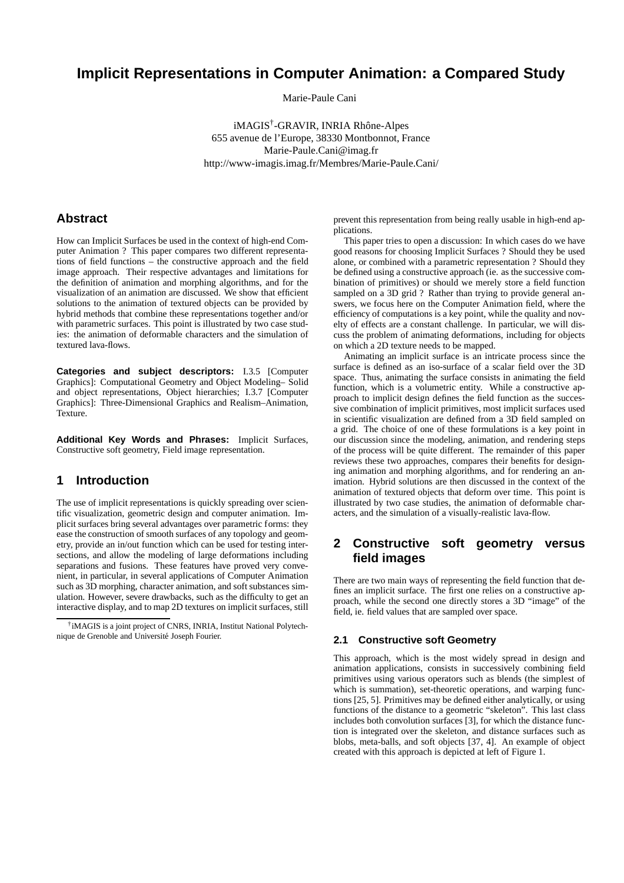# Implicit Representations in Computer Animation: a Compared Study

Marie-Paule Cani

iMAGIS[†]-GRAVIR, INRIA Rhône-Alpes
655 avenue de l'Europe, 38330 Montbonnot, France
Marie-Paule.Cani@imag.fr
http://www-imagis.imag.fr/Membres/Marie-Paule.Cani/

## Abstract

How can Implicit Surfaces be used in the context of high-end Computer Animation ? This paper compares two different representations of field functions – the constructive approach and the field image approach. Their respective advantages and limitations for the definition of animation and morphing algorithms, and for the visualization of an animation are discussed. We show that efficient solutions to the animation of textured objects can be provided by hybrid methods that combine these representations together and/or with parametric surfaces. This point is illustrated by two case studies: the animation of deformable characters and the simulation of textured lava-flows.

**Categories and subject descriptors:** I.3.5 [Computer Graphics]: Computational Geometry and Object Modeling– Solid and object representations, Object hierarchies; I.3.7 [Computer Graphics]: Three-Dimensional Graphics and Realism–Animation, Texture.

**Additional Key Words and Phrases:** Implicit Surfaces, Constructive soft geometry, Field image representation.

## 1 Introduction

The use of implicit representations is quickly spreading over scientific visualization, geometric design and computer animation. Implicit surfaces bring several advantages over parametric forms: they ease the construction of smooth surfaces of any topology and geometry, provide an in/out function which can be used for testing intersections, and allow the modeling of large deformations including separations and fusions. These features have proved very convenient, in particular, in several applications of Computer Animation such as 3D morphing, character animation, and soft substances simulation. However, severe drawbacks, such as the difficulty to get an interactive display, and to map 2D textures on implicit surfaces, still prevent this representation from being really usable in high-end applications.

This paper tries to open a discussion: In which cases do we have good reasons for choosing Implicit Surfaces ? Should they be used alone, or combined with a parametric representation ? Should they be defined using a constructive approach (ie. as the successive combination of primitives) or should we merely store a field function sampled on a 3D grid ? Rather than trying to provide general answers, we focus here on the Computer Animation field, where the efficiency of computations is a key point, while the quality and novelty of effects are a constant challenge. In particular, we will discuss the problem of animating deformations, including for objects on which a 2D texture needs to be mapped.

Animating an implicit surface is an intricate process since the surface is defined as an iso-surface of a scalar field over the 3D space. Thus, animating the surface consists in animating the field function, which is a volumetric entity. While a constructive approach to implicit design defines the field function as the successive combination of implicit primitives, most implicit surfaces used in scientific visualization are defined from a 3D field sampled on a grid. The choice of one of these formulations is a key point in our discussion since the modeling, animation, and rendering steps of the process will be quite different. The remainder of this paper reviews these two approaches, compares their benefits for designing animation and morphing algorithms, and for rendering an animation. Hybrid solutions are then discussed in the context of the animation of textured objects that deform over time. This point is illustrated by two case studies, the animation of deformable characters, and the simulation of a visually-realistic lava-flow.

## 2 Constructive soft geometry versus field images

There are two main ways of representing the field function that defines an implicit surface. The first one relies on a constructive approach, while the second one directly stores a 3D "image" of the field, ie. field values that are sampled over space.

### 2.1 Constructive soft Geometry

This approach, which is the most widely spread in design and animation applications, consists in successively combining field primitives using various operators such as blends (the simplest of which is summation), set-theoretic operations, and warping functions [25, 5]. Primitives may be defined either analytically, or using functions of the distance to a geometric "skeleton". This last class includes both convolution surfaces [3], for which the distance function is integrated over the skeleton, and distance surfaces such as blobs, meta-balls, and soft objects [37, 4]. An example of object created with this approach is depicted at left of Figure 1.

[†]iMAGIS is a joint project of CNRS, INRIA, Institut National Polytechnique de Grenoble and Université Joseph Fourier.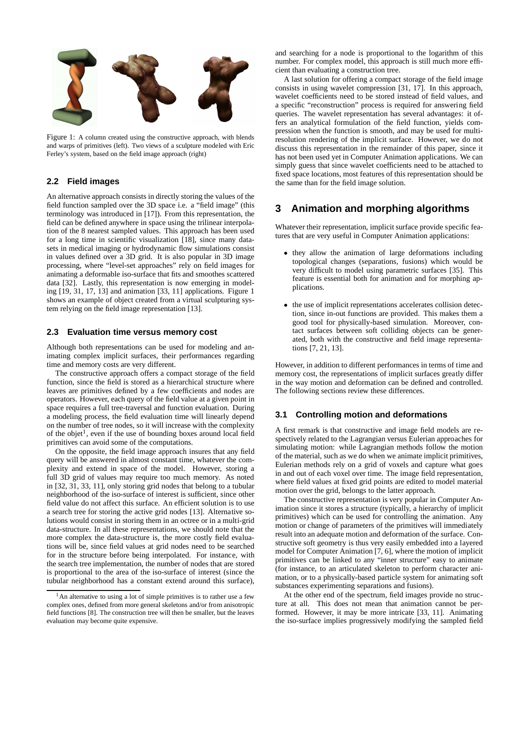Figure 1: A column created using the constructive approach, with blends and warps of primitives (left). Two views of a sculpture modeled with Eric Ferley's system, based on the field image approach (right)

### 2.2 Field images

An alternative approach consists in directly storing the values of the field function sampled over the 3D space i.e. a "field image" (this terminology was introduced in [17]). From this representation, the field can be defined anywhere in space using the trilinear interpolation of the 8 nearest sampled values. This approach has been used for a long time in scientific visualization [18], since many datasets in medical imaging or hydrodynamic flow simulations consist in values defined over a 3D grid. It is also popular in 3D image processing, where "level-set approaches" rely on field images for animating a deformable iso-surface that fits and smoothes scattered data [32]. Lastly, this representation is now emerging in modeling [19, 31, 17, 13] and animation [33, 11] applications. Figure 1 shows an example of object created from a virtual sculpturing system relying on the field image representation [13].

### 2.3 Evaluation time versus memory cost

Although both representations can be used for modeling and animating complex implicit surfaces, their performances regarding time and memory costs are very different.

The constructive approach offers a compact storage of the field function, since the field is stored as a hierarchical structure where leaves are primitives defined by a few coefficients and nodes are operators. However, each query of the field value at a given point in space requires a full tree-traversal and function evaluation. During a modeling process, the field evaluation time will linearly depend on the number of tree nodes, so it will increase with the complexity of the objet[1], even if the use of bounding boxes around local field primitives can avoid some of the computations.

On the opposite, the field image approach insures that any field query will be answered in almost constant time, whatever the complexity and extend in space of the model. However, storing a full 3D grid of values may require too much memory. As noted in [32, 31, 33, 11], only storing grid nodes that belong to a tubular neighborhood of the iso-surface of interest is sufficient, since other field value do not affect this surface. An efficient solution is to use a search tree for storing the active grid nodes [13]. Alternative solutions would consist in storing them in an octree or in a multi-grid data-structure. In all these representations, we should note that the more complex the data-structure is, the more costly field evaluations will be, since field values at grid nodes need to be searched for in the structure before being interpolated. For instance, with the search tree implementation, the number of nodes that are stored is proportional to the area of the iso-surface of interest (since the tubular neighborhood has a constant extend around this surface), and searching for a node is proportional to the logarithm of this number. For complex model, this approach is still much more efficient than evaluating a construction tree.

A last solution for offering a compact storage of the field image consists in using wavelet compression [31, 17]. In this approach, wavelet coefficients need to be stored instead of field values, and a specific "reconstruction" process is required for answering field queries. The wavelet representation has several advantages: it offers an analytical formulation of the field function, yields compression when the function is smooth, and may be used for multiresolution rendering of the implicit surface. However, we do not discuss this representation in the remainder of this paper, since it has not been used yet in Computer Animation applications. We can simply guess that since wavelet coefficients need to be attached to fixed space locations, most features of this representation should be the same than for the field image solution.

[1] An alternative to using a lot of simple primitives is to rather use a few complex ones, defined from more general skeletons and/or from anisotropic field functions [8]. The construction tree will then be smaller, but the leaves evaluation may become quite expensive.

## 3 Animation and morphing algorithms

Whatever their representation, implicit surface provide specific features that are very useful in Computer Animation applications:

- they allow the animation of large deformations including topological changes (separations, fusions) which would be very difficult to model using parametric surfaces [35]. This feature is essential both for animation and for morphing applications.
- the use of implicit representations accelerates collision detection, since in-out functions are provided. This makes them a good tool for physically-based simulation. Moreover, contact surfaces between soft colliding objects can be generated, both with the constructive and field image representations [7, 21, 13].

However, in addition to different performances in terms of time and memory cost, the representations of implicit surfaces greatly differ in the way motion and deformation can be defined and controlled. The following sections review these differences.

### 3.1 Controlling motion and deformations

A first remark is that constructive and image field models are respectively related to the Lagrangian versus Eulerian approaches for simulating motion: while Lagrangian methods follow the motion of the material, such as we do when we animate implicit primitives, Eulerian methods rely on a grid of voxels and capture what goes in and out of each voxel over time. The image field representation, where field values at fixed grid points are edited to model material motion over the grid, belongs to the latter approach.

The constructive representation is very popular in Computer Animation since it stores a structure (typically, a hierarchy of implicit primitives) which can be used for controlling the animation. Any motion or change of parameters of the primitives will immediately result into an adequate motion and deformation of the surface. Constructive soft geometry is thus very easily embedded into a layered model for Computer Animation [7, 6], where the motion of implicit primitives can be linked to any "inner structure" easy to animate (for instance, to an articulated skeleton to perform character animation, or to a physically-based particle system for animating soft substances experimenting separations and fusions).

At the other end of the spectrum, field images provide no structure at all. This does not mean that animation cannot be performed. However, it may be more intricate [33, 11]. Animating the iso-surface implies progressively modifying the sampled field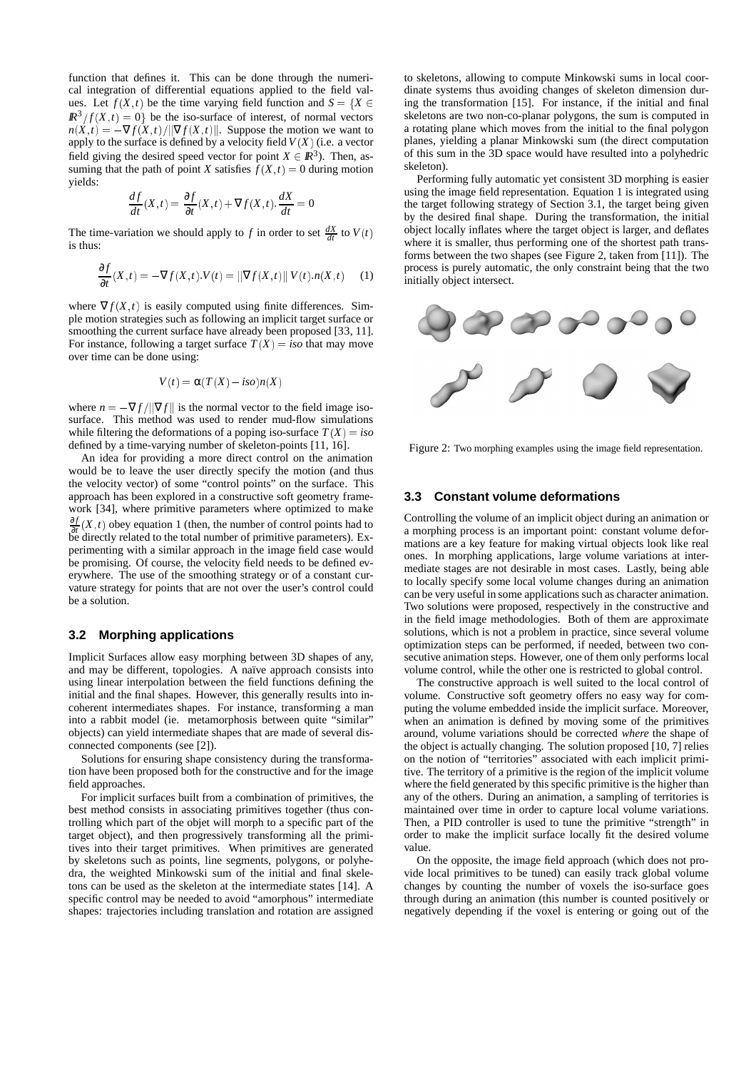function that defines it. This can be done through the numerical integration of differential equations applied to the field values. Let $f(X,t)$ be the time varying field function and $S = \{X \in \mathbb{R}^3 / f(X,t) = 0\}$ be the iso-surface of interest, of normal vectors $n(X,t) = -\nabla f(X,t)/\|\nabla f(X,t)\|$. Suppose the motion we want to apply to the surface is defined by a velocity field $V(X)$ (i.e. a vector field giving the desired speed vector for point $X \in \mathbb{R}^3$). Then, assuming that the path of point $X$ satisfies $f(X,t) = 0$ during motion yields:

$$\frac{df}{dt}(X,t) = \frac{\partial f}{\partial t}(X,t) + \nabla f(X,t).\frac{dX}{dt} = 0$$

The time-variation we should apply to $f$ in order to set $\frac{dX}{dt}$ to $V(t)$ is thus:

$$\frac{\partial f}{\partial t}(X,t) = -\nabla f(X,t).V(t) = \|\nabla f(X,t)\|\, V(t).n(X,t) \quad (1)$$

where $\nabla f(X,t)$ is easily computed using finite differences. Simple motion strategies such as following an implicit target surface or smoothing the current surface have already been proposed [33, 11]. For instance, following a target surface $T(X) = iso$ that may move over time can be done using:

$$V(t) = \alpha(T(X) - iso)n(X)$$

where $n = -\nabla f/\|\nabla f\|$ is the normal vector to the field image iso-surface. This method was used to render mud-flow simulations while filtering the deformations of a poping iso-surface $T(X) = iso$ defined by a time-varying number of skeleton-points [11, 16].

An idea for providing a more direct control on the animation would be to leave the user directly specify the motion (and thus the velocity vector) of some "control points" on the surface. This approach has been explored in a constructive soft geometry framework [34], where primitive parameters where optimized to make $\frac{\partial f}{\partial t}(X,t)$ obey equation 1 (then, the number of control points had to be directly related to the total number of primitive parameters). Experimenting with a similar approach in the image field case would be promising. Of course, the velocity field needs to be defined everywhere. The use of the smoothing strategy or of a constant curvature strategy for points that are not over the user's control could be a solution.

### 3.2 Morphing applications

Implicit Surfaces allow easy morphing between 3D shapes of any, and may be different, topologies. A naïve approach consists into using linear interpolation between the field functions defining the initial and the final shapes. However, this generally results into incoherent intermediates shapes. For instance, transforming a man into a rabbit model (ie. metamorphosis between quite "similar" objects) can yield intermediate shapes that are made of several disconnected components (see [2]).

Solutions for ensuring shape consistency during the transformation have been proposed both for the constructive and for the image field approaches.

For implicit surfaces built from a combination of primitives, the best method consists in associating primitives together (thus controlling which part of the objet will morph to a specific part of the target object), and then progressively transforming all the primitives into their target primitives. When primitives are generated by skeletons such as points, line segments, polygons, or polyhedra, the weighted Minkowski sum of the initial and final skeletons can be used as the skeleton at the intermediate states [14]. A specific control may be needed to avoid "amorphous" intermediate shapes: trajectories including translation and rotation are assigned to skeletons, allowing to compute Minkowski sums in local coordinate systems thus avoiding changes of skeleton dimension during the transformation [15]. For instance, if the initial and final skeletons are two non-co-planar polygons, the sum is computed in a rotating plane which moves from the initial to the final polygon planes, yielding a planar Minkowski sum (the direct computation of this sum in the 3D space would have resulted into a polyhedric skeleton).

Performing fully automatic yet consistent 3D morphing is easier using the image field representation. Equation 1 is integrated using the target following strategy of Section 3.1, the target being given by the desired final shape. During the transformation, the initial object locally inflates where the target object is larger, and deflates where it is smaller, thus performing one of the shortest path transforms between the two shapes (see Figure 2, taken from [11]). The process is purely automatic, the only constraint being that the two initially object intersect.

Figure 2: Two morphing examples using the image field representation.

### 3.3 Constant volume deformations

Controlling the volume of an implicit object during an animation or a morphing process is an important point: constant volume deformations are a key feature for making virtual objects look like real ones. In morphing applications, large volume variations at intermediate stages are not desirable in most cases. Lastly, being able to locally specify some local volume changes during an animation can be very useful in some applications such as character animation. Two solutions were proposed, respectively in the constructive and in the field image methodologies. Both of them are approximate solutions, which is not a problem in practice, since several volume optimization steps can be performed, if needed, between two consecutive animation steps. However, one of them only performs local volume control, while the other one is restricted to global control.

The constructive approach is well suited to the local control of volume. Constructive soft geometry offers no easy way for computing the volume embedded inside the implicit surface. Moreover, when an animation is defined by moving some of the primitives around, volume variations should be corrected *where* the shape of the object is actually changing. The solution proposed [10, 7] relies on the notion of "territories" associated with each implicit primitive. The territory of a primitive is the region of the implicit volume where the field generated by this specific primitive is the higher than any of the others. During an animation, a sampling of territories is maintained over time in order to capture local volume variations. Then, a PID controller is used to tune the primitive "strength" in order to make the implicit surface locally fit the desired volume value.

On the opposite, the image field approach (which does not provide local primitives to be tuned) can easily track global volume changes by counting the number of voxels the iso-surface goes through during an animation (this number is counted positively or negatively depending if the voxel is entering or going out of the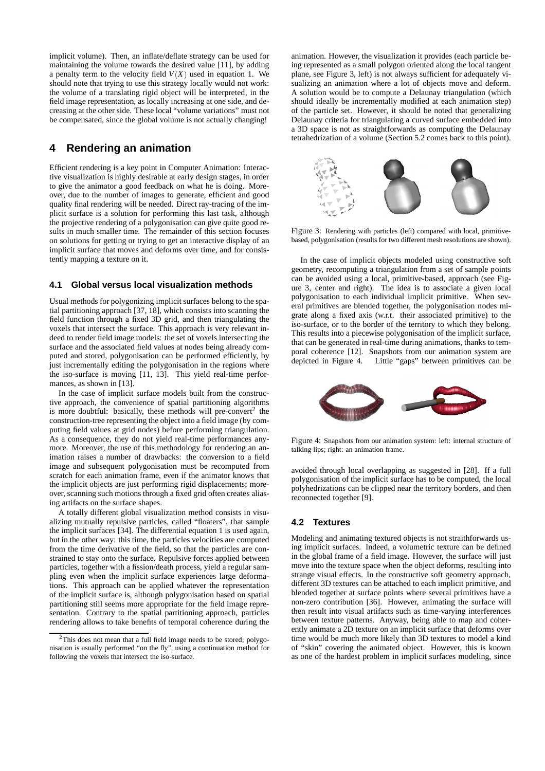implicit volume). Then, an inflate/deflate strategy can be used for maintaining the volume towards the desired value [11], by adding a penalty term to the velocity field $V(X)$ used in equation 1. We should note that trying to use this strategy locally would not work: the volume of a translating rigid object will be interpreted, in the field image representation, as locally increasing at one side, and decreasing at the other side. These local "volume variations" must not be compensated, since the global volume is not actually changing!

## 4 Rendering an animation

Efficient rendering is a key point in Computer Animation: Interactive visualization is highly desirable at early design stages, in order to give the animator a good feedback on what he is doing. Moreover, due to the number of images to generate, efficient and good quality final rendering will be needed. Direct ray-tracing of the implicit surface is a solution for performing this last task, although the projective rendering of a polygonisation can give quite good results in much smaller time. The remainder of this section focuses on solutions for getting or trying to get an interactive display of an implicit surface that moves and deforms over time, and for consistently mapping a texture on it.

### 4.1 Global versus local visualization methods

Usual methods for polygonizing implicit surfaces belong to the spatial partitioning approach [37, 18], which consists into scanning the field function through a fixed 3D grid, and then triangulating the voxels that intersect the surface. This approach is very relevant indeed to render field image models: the set of voxels intersecting the surface and the associated field values at nodes being already computed and stored, polygonisation can be performed efficiently, by just incrementally editing the polygonisation in the regions where the iso-surface is moving [11, 13]. This yield real-time performances, as shown in [13].

In the case of implicit surface models built from the constructive approach, the convenience of spatial partitioning algorithms is more doubtful: basically, these methods will pre-convert[2] the construction-tree representing the object into a field image (by computing field values at grid nodes) before performing triangulation. As a consequence, they do not yield real-time performances anymore. Moreover, the use of this methodology for rendering an animation raises a number of drawbacks: the conversion to a field image and subsequent polygonisation must be recomputed from scratch for each animation frame, even if the animator knows that the implicit objects are just performing rigid displacements; moreover, scanning such motions through a fixed grid often creates aliasing artifacts on the surface shapes.

A totally different global visualization method consists in visualizing mutually repulsive particles, called "floaters", that sample the implicit surfaces [34]. The differential equation 1 is used again, but in the other way: this time, the particles velocities are computed from the time derivative of the field, so that the particles are constrained to stay onto the surface. Repulsive forces applied between particles, together with a fission/death process, yield a regular sampling even when the implicit surface experiences large deformations. This approach can be applied whatever the representation of the implicit surface is, although polygonisation based on spatial partitioning still seems more appropriate for the field image representation. Contrary to the spatial partitioning approach, particles rendering allows to take benefits of temporal coherence during the animation. However, the visualization it provides (each particle being represented as a small polygon oriented along the local tangent plane, see Figure 3, left) is not always sufficient for adequately visualizing an animation where a lot of objects move and deform. A solution would be to compute a Delaunay triangulation (which should ideally be incrementally modified at each animation step) of the particle set. However, it should be noted that generalizing Delaunay criteria for triangulating a curved surface embedded into a 3D space is not as straightforwards as computing the Delaunay tetrahedrization of a volume (Section 5.2 comes back to this point).

[2] This does not mean that a full field image needs to be stored; polygonisation is usually performed "on the fly", using a continuation method for following the voxels that intersect the iso-surface.

Figure 3: Rendering with particles (left) compared with local, primitive-based, polygonisation (results for two different mesh resolutions are shown).

In the case of implicit objects modeled using constructive soft geometry, recomputing a triangulation from a set of sample points can be avoided using a local, primitive-based, approach (see Figure 3, center and right). The idea is to associate a given local polygonisation to each individual implicit primitive. When several primitives are blended together, the polygonisation nodes migrate along a fixed axis (w.r.t. their associated primitive) to the iso-surface, or to the border of the territory to which they belong. This results into a piecewise polygonisation of the implicit surface, that can be generated in real-time during animations, thanks to temporal coherence [12]. Snapshots from our animation system are depicted in Figure 4. Little "gaps" between primitives can be avoided through local overlapping as suggested in [28]. If a full polygonisation of the implicit surface has to be computed, the local polyhedrizations can be clipped near the territory borders, and then reconnected together [9].

Figure 4: Snapshots from our animation system: left: internal structure of talking lips; right: an animation frame.

### 4.2 Textures

Modeling and animating textured objects is not straithforwards using implicit surfaces. Indeed, a volumetric texture can be defined in the global frame of a field image. However, the surface will just move into the texture space when the object deforms, resulting into strange visual effects. In the constructive soft geometry approach, different 3D textures can be attached to each implicit primitive, and blended together at surface points where several primitives have a non-zero contribution [36]. However, animating the surface will then result into visual artifacts such as time-varying interferences between texture patterns. Anyway, being able to map and coherently animate a 2D texture on an implicit surface that deforms over time would be much more likely than 3D textures to model a kind of "skin" covering the animated object. However, this is known as one of the hardest problem in implicit surfaces modeling, since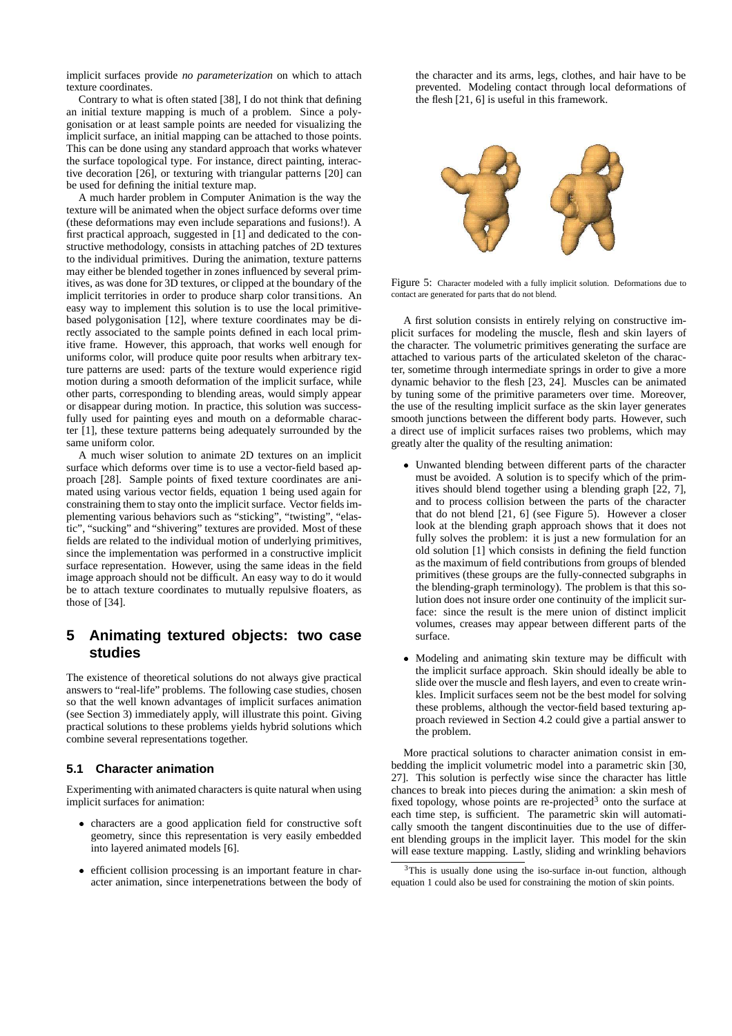implicit surfaces provide *no parameterization* on which to attach texture coordinates.

Contrary to what is often stated [38], I do not think that defining an initial texture mapping is much of a problem. Since a polygonisation or at least sample points are needed for visualizing the implicit surface, an initial mapping can be attached to those points. This can be done using any standard approach that works whatever the surface topological type. For instance, direct painting, interactive decoration [26], or texturing with triangular patterns [20] can be used for defining the initial texture map.

A much harder problem in Computer Animation is the way the texture will be animated when the object surface deforms over time (these deformations may even include separations and fusions!). A first practical approach, suggested in [1] and dedicated to the constructive methodology, consists in attaching patches of 2D textures to the individual primitives. During the animation, texture patterns may either be blended together in zones influenced by several primitives, as was done for 3D textures, or clipped at the boundary of the implicit territories in order to produce sharp color transitions. An easy way to implement this solution is to use the local primitive-based polygonisation [12], where texture coordinates may be directly associated to the sample points defined in each local primitive frame. However, this approach, that works well enough for uniforms color, will produce quite poor results when arbitrary texture patterns are used: parts of the texture would experience rigid motion during a smooth deformation of the implicit surface, while other parts, corresponding to blending areas, would simply appear or disappear during motion. In practice, this solution was successfully used for painting eyes and mouth on a deformable character [1], these texture patterns being adequately surrounded by the same uniform color.

A much wiser solution to animate 2D textures on an implicit surface which deforms over time is to use a vector-field based approach [28]. Sample points of fixed texture coordinates are animated using various vector fields, equation 1 being used again for constraining them to stay onto the implicit surface. Vector fields implementing various behaviors such as "sticking", "twisting", "elastic", "sucking" and "shivering" textures are provided. Most of these fields are related to the individual motion of underlying primitives, since the implementation was performed in a constructive implicit surface representation. However, using the same ideas in the field image approach should not be difficult. An easy way to do it would be to attach texture coordinates to mutually repulsive floaters, as those of [34].

## 5 Animating textured objects: two case studies

The existence of theoretical solutions do not always give practical answers to "real-life" problems. The following case studies, chosen so that the well known advantages of implicit surfaces animation (see Section 3) immediately apply, will illustrate this point. Giving practical solutions to these problems yields hybrid solutions which combine several representations together.

### 5.1 Character animation

Experimenting with animated characters is quite natural when using implicit surfaces for animation:

- characters are a good application field for constructive soft geometry, since this representation is very easily embedded into layered animated models [6].
- efficient collision processing is an important feature in character animation, since interpenetrations between the body of the character and its arms, legs, clothes, and hair have to be prevented. Modeling contact through local deformations of the flesh [21, 6] is useful in this framework.

Figure 5: Character modeled with a fully implicit solution. Deformations due to contact are generated for parts that do not blend.

A first solution consists in entirely relying on constructive implicit surfaces for modeling the muscle, flesh and skin layers of the character. The volumetric primitives generating the surface are attached to various parts of the articulated skeleton of the character, sometime through intermediate springs in order to give a more dynamic behavior to the flesh [23, 24]. Muscles can be animated by tuning some of the primitive parameters over time. Moreover, the use of the resulting implicit surface as the skin layer generates smooth junctions between the different body parts. However, such a direct use of implicit surfaces raises two problems, which may greatly alter the quality of the resulting animation:

- Unwanted blending between different parts of the character must be avoided. A solution is to specify which of the primitives should blend together using a blending graph [22, 7], and to process collision between the parts of the character that do not blend [21, 6] (see Figure 5). However a closer look at the blending graph approach shows that it does not fully solves the problem: it is just a new formulation for an old solution [1] which consists in defining the field function as the maximum of field contributions from groups of blended primitives (these groups are the fully-connected subgraphs in the blending-graph terminology). The problem is that this solution does not insure order one continuity of the implicit surface: since the result is the mere union of distinct implicit volumes, creases may appear between different parts of the surface.
- Modeling and animating skin texture may be difficult with the implicit surface approach. Skin should ideally be able to slide over the muscle and flesh layers, and even to create wrinkles. Implicit surfaces seem not be the best model for solving these problems, although the vector-field based texturing approach reviewed in Section 4.2 could give a partial answer to the problem.

More practical solutions to character animation consist in embedding the implicit volumetric model into a parametric skin [30, 27]. This solution is perfectly wise since the character has little chances to break into pieces during the animation: a skin mesh of fixed topology, whose points are re-projected[3] onto the surface at each time step, is sufficient. The parametric skin will automatically smooth the tangent discontinuities due to the use of different blending groups in the implicit layer. This model for the skin will ease texture mapping. Lastly, sliding and wrinkling behaviors

[3] This is usually done using the iso-surface in-out function, although equation 1 could also be used for constraining the motion of skin points.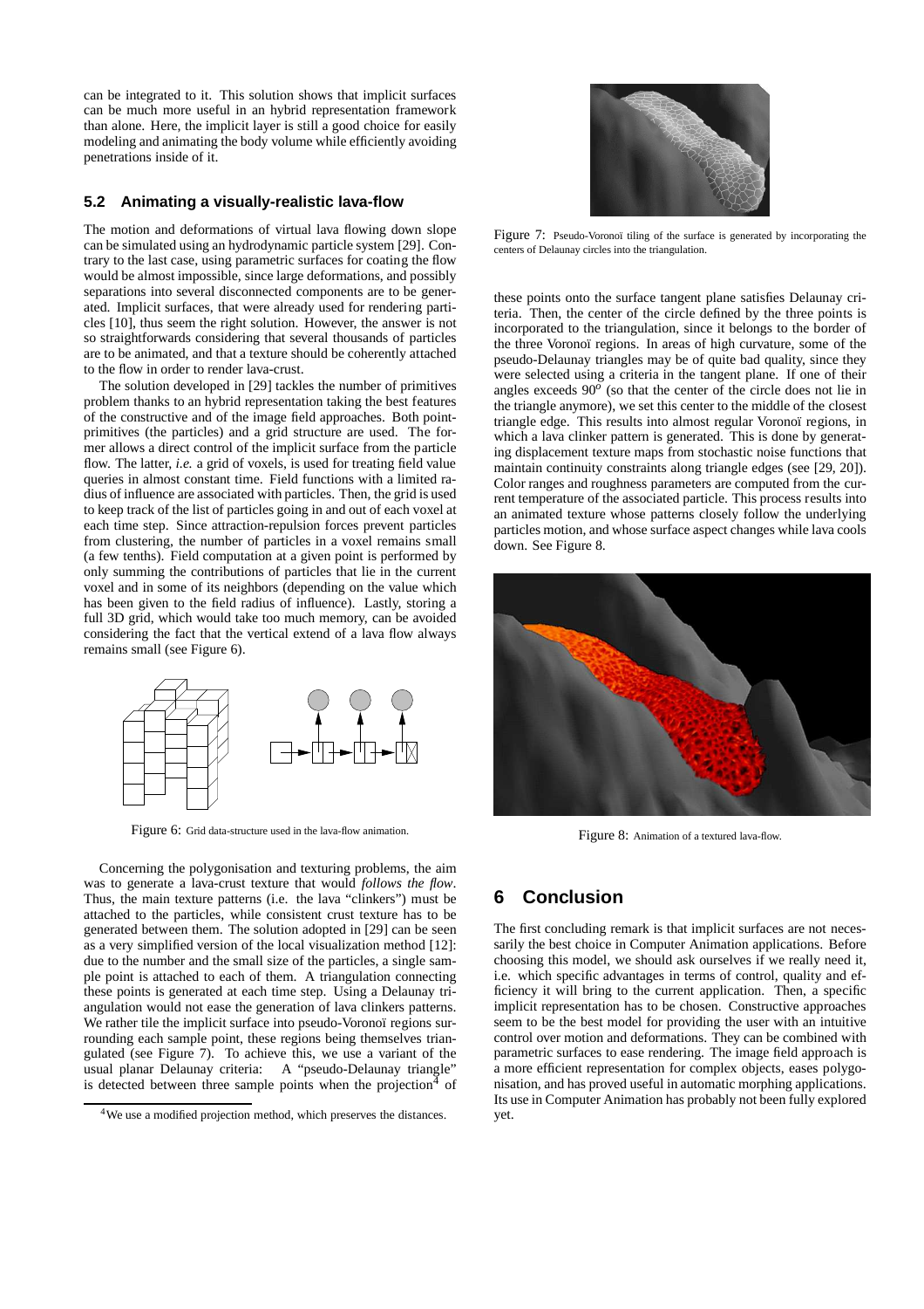can be integrated to it. This solution shows that implicit surfaces can be much more useful in an hybrid representation framework than alone. Here, the implicit layer is still a good choice for easily modeling and animating the body volume while efficiently avoiding penetrations inside of it.

### 5.2 Animating a visually-realistic lava-flow

The motion and deformations of virtual lava flowing down slope can be simulated using an hydrodynamic particle system [29]. Contrary to the last case, using parametric surfaces for coating the flow would be almost impossible, since large deformations, and possibly separations into several disconnected components are to be generated. Implicit surfaces, that were already used for rendering particles [10], thus seem the right solution. However, the answer is not so straightforwards considering that several thousands of particles are to be animated, and that a texture should be coherently attached to the flow in order to render lava-crust.

The solution developed in [29] tackles the number of primitives problem thanks to an hybrid representation taking the best features of the constructive and of the image field approaches. Both point-primitives (the particles) and a grid structure are used. The former allows a direct control of the implicit surface from the particle flow. The latter, *i.e.* a grid of voxels, is used for treating field value queries in almost constant time. Field functions with a limited radius of influence are associated with particles. Then, the grid is used to keep track of the list of particles going in and out of each voxel at each time step. Since attraction-repulsion forces prevent particles from clustering, the number of particles in a voxel remains small (a few tenths). Field computation at a given point is performed by only summing the contributions of particles that lie in the current voxel and in some of its neighbors (depending on the value which has been given to the field radius of influence). Lastly, storing a full 3D grid, which would take too much memory, can be avoided considering the fact that the vertical extend of a lava flow always remains small (see Figure 6).

Figure 6: Grid data-structure used in the lava-flow animation.

Concerning the polygonisation and texturing problems, the aim was to generate a lava-crust texture that would *follows the flow*. Thus, the main texture patterns (i.e. the lava "clinkers") must be attached to the particles, while consistent crust texture has to be generated between them. The solution adopted in [29] can be seen as a very simplified version of the local visualization method [12]: due to the number and the small size of the particles, a single sample point is attached to each of them. A triangulation connecting these points is generated at each time step. Using a Delaunay triangulation would not ease the generation of lava clinkers patterns. We rather tile the implicit surface into pseudo-Voronoï regions surrounding each sample point, these regions being themselves triangulated (see Figure 7). To achieve this, we use a variant of the usual planar Delaunay criteria: A "pseudo-Delaunay triangle" is detected between three sample points when the projection[4] of these points onto the surface tangent plane satisfies Delaunay criteria. Then, the center of the circle defined by the three points is incorporated to the triangulation, since it belongs to the border of the three Voronoï regions. In areas of high curvature, some of the pseudo-Delaunay triangles may be of quite bad quality, since they were selected using a criteria in the tangent plane. If one of their angles exceeds $90^o$ (so that the center of the circle does not lie in the triangle anymore), we set this center to the middle of the closest triangle edge. This results into almost regular Voronoï regions, in which a lava clinker pattern is generated. This is done by generating displacement texture maps from stochastic noise functions that maintain continuity constraints along triangle edges (see [29, 20]). Color ranges and roughness parameters are computed from the current temperature of the associated particle. This process results into an animated texture whose patterns closely follow the underlying particles motion, and whose surface aspect changes while lava cools down. See Figure 8.

[4] We use a modified projection method, which preserves the distances.

Figure 7: Pseudo-Voronoï tiling of the surface is generated by incorporating the centers of Delaunay circles into the triangulation.

Figure 8: Animation of a textured lava-flow.

## 6 Conclusion

The first concluding remark is that implicit surfaces are not necessarily the best choice in Computer Animation applications. Before choosing this model, we should ask ourselves if we really need it, i.e. which specific advantages in terms of control, quality and efficiency it will bring to the current application. Then, a specific implicit representation has to be chosen. Constructive approaches seem to be the best model for providing the user with an intuitive control over motion and deformations. They can be combined with parametric surfaces to ease rendering. The image field approach is a more efficient representation for complex objects, eases polygonisation, and has proved useful in automatic morphing applications. Its use in Computer Animation has probably not been fully explored yet.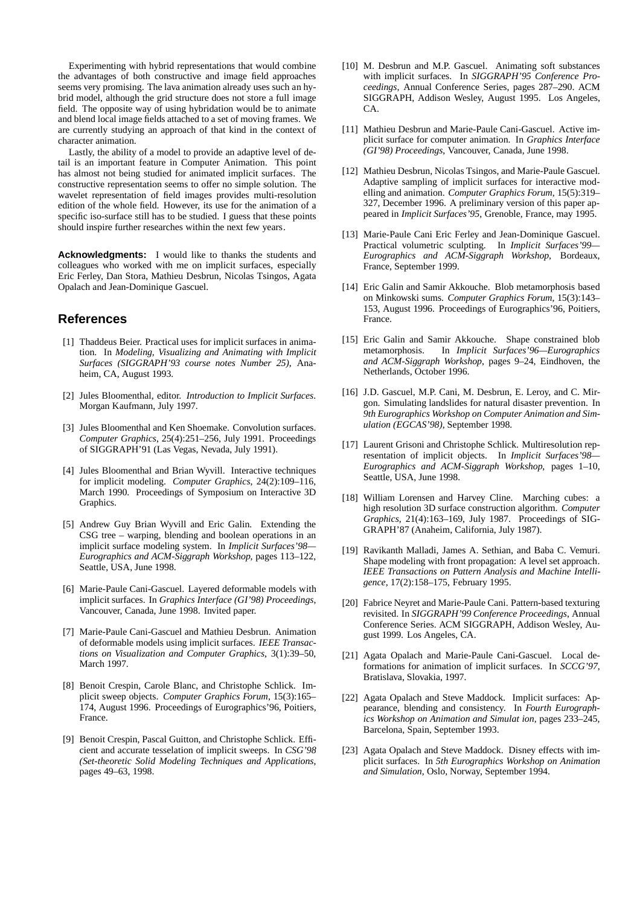Experimenting with hybrid representations that would combine the advantages of both constructive and image field approaches seems very promising. The lava animation already uses such an hybrid model, although the grid structure does not store a full image field. The opposite way of using hybridation would be to animate and blend local image fields attached to a set of moving frames. We are currently studying an approach of that kind in the context of character animation.

Lastly, the ability of a model to provide an adaptive level of detail is an important feature in Computer Animation. This point has almost not being studied for animated implicit surfaces. The constructive representation seems to offer no simple solution. The wavelet representation of field images provides multi-resolution edition of the whole field. However, its use for the animation of a specific iso-surface still has to be studied. I guess that these points should inspire further researches within the next few years.

**Acknowledgments:** I would like to thanks the students and colleagues who worked with me on implicit surfaces, especially Eric Ferley, Dan Stora, Mathieu Desbrun, Nicolas Tsingos, Agata Opalach and Jean-Dominique Gascuel.

## References

[1] Thaddeus Beier. Practical uses for implicit surfaces in animation. In *Modeling, Visualizing and Animating with Implicit Surfaces (SIGGRAPH'93 course notes Number 25)*, Anaheim, CA, August 1993.

[2] Jules Bloomenthal, editor. *Introduction to Implicit Surfaces*. Morgan Kaufmann, July 1997.

[3] Jules Bloomenthal and Ken Shoemake. Convolution surfaces. *Computer Graphics*, 25(4):251–256, July 1991. Proceedings of SIGGRAPH'91 (Las Vegas, Nevada, July 1991).

[4] Jules Bloomenthal and Brian Wyvill. Interactive techniques for implicit modeling. *Computer Graphics*, 24(2):109–116, March 1990. Proceedings of Symposium on Interactive 3D Graphics.

[5] Andrew Guy Brian Wyvill and Eric Galin. Extending the CSG tree – warping, blending and boolean operations in an implicit surface modeling system. In *Implicit Surfaces'98—Eurographics and ACM-Siggraph Workshop*, pages 113–122, Seattle, USA, June 1998.

[6] Marie-Paule Cani-Gascuel. Layered deformable models with implicit surfaces. In *Graphics Interface (GI'98) Proceedings*, Vancouver, Canada, June 1998. Invited paper.

[7] Marie-Paule Cani-Gascuel and Mathieu Desbrun. Animation of deformable models using implicit surfaces. *IEEE Transactions on Visualization and Computer Graphics*, 3(1):39–50, March 1997.

[8] Benoit Crespin, Carole Blanc, and Christophe Schlick. Implicit sweep objects. *Computer Graphics Forum*, 15(3):165–174, August 1996. Proceedings of Eurographics'96, Poitiers, France.

[9] Benoit Crespin, Pascal Guitton, and Christophe Schlick. Efficient and accurate tesselation of implicit sweeps. In *CSG'98 (Set-theoretic Solid Modeling Techniques and Applications*, pages 49–63, 1998.

[10] M. Desbrun and M.P. Gascuel. Animating soft substances with implicit surfaces. In *SIGGRAPH'95 Conference Proceedings*, Annual Conference Series, pages 287–290. ACM SIGGRAPH, Addison Wesley, August 1995. Los Angeles, CA.

[11] Mathieu Desbrun and Marie-Paule Cani-Gascuel. Active implicit surface for computer animation. In *Graphics Interface (GI'98) Proceedings*, Vancouver, Canada, June 1998.

[12] Mathieu Desbrun, Nicolas Tsingos, and Marie-Paule Gascuel. Adaptive sampling of implicit surfaces for interactive modelling and animation. *Computer Graphics Forum*, 15(5):319–327, December 1996. A preliminary version of this paper appeared in *Implicit Surfaces'95*, Grenoble, France, may 1995.

[13] Marie-Paule Cani Eric Ferley and Jean-Dominique Gascuel. Practical volumetric sculpting. In *Implicit Surfaces'99—Eurographics and ACM-Siggraph Workshop*, Bordeaux, France, September 1999.

[14] Eric Galin and Samir Akkouche. Blob metamorphosis based on Minkowski sums. *Computer Graphics Forum*, 15(3):143–153, August 1996. Proceedings of Eurographics'96, Poitiers, France.

[15] Eric Galin and Samir Akkouche. Shape constrained blob metamorphosis. In *Implicit Surfaces'96—Eurographics and ACM-Siggraph Workshop*, pages 9–24, Eindhoven, the Netherlands, October 1996.

[16] J.D. Gascuel, M.P. Cani, M. Desbrun, E. Leroy, and C. Mirgon. Simulating landslides for natural disaster prevention. In *9th Eurographics Workshop on Computer Animation and Simulation (EGCAS'98)*, September 1998.

[17] Laurent Grisoni and Christophe Schlick. Multiresolution representation of implicit objects. In *Implicit Surfaces'98—Eurographics and ACM-Siggraph Workshop*, pages 1–10, Seattle, USA, June 1998.

[18] William Lorensen and Harvey Cline. Marching cubes: a high resolution 3D surface construction algorithm. *Computer Graphics*, 21(4):163–169, July 1987. Proceedings of SIGGRAPH'87 (Anaheim, California, July 1987).

[19] Ravikanth Malladi, James A. Sethian, and Baba C. Vemuri. Shape modeling with front propagation: A level set approach. *IEEE Transactions on Pattern Analysis and Machine Intelligence*, 17(2):158–175, February 1995.

[20] Fabrice Neyret and Marie-Paule Cani. Pattern-based texturing revisited. In *SIGGRAPH'99 Conference Proceedings*, Annual Conference Series. ACM SIGGRAPH, Addison Wesley, August 1999. Los Angeles, CA.

[21] Agata Opalach and Marie-Paule Cani-Gascuel. Local deformations for animation of implicit surfaces. In *SCCG'97*, Bratislava, Slovakia, 1997.

[22] Agata Opalach and Steve Maddock. Implicit surfaces: Appearance, blending and consistency. In *Fourth Eurographics Workshop on Animation and Simulat ion*, pages 233–245, Barcelona, Spain, September 1993.

[23] Agata Opalach and Steve Maddock. Disney effects with implicit surfaces. In *5th Eurographics Workshop on Animation and Simulation*, Oslo, Norway, September 1994.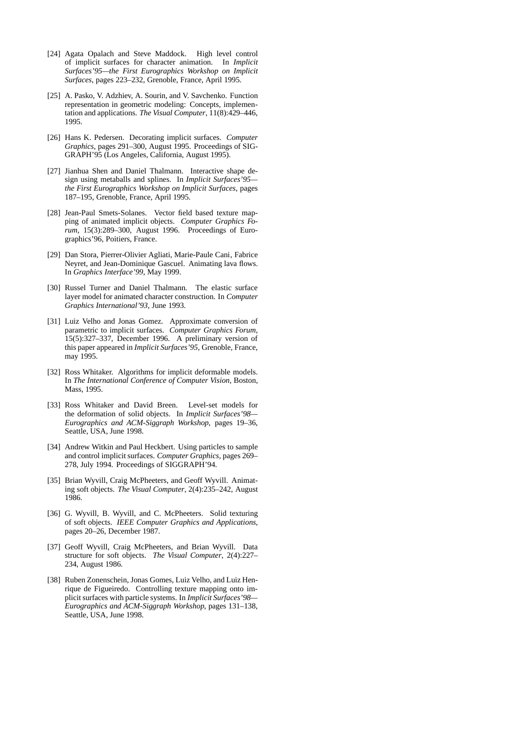[24] Agata Opalach and Steve Maddock. High level control of implicit surfaces for character animation. In *Implicit Surfaces'95—the First Eurographics Workshop on Implicit Surfaces*, pages 223–232, Grenoble, France, April 1995.

[25] A. Pasko, V. Adzhiev, A. Sourin, and V. Savchenko. Function representation in geometric modeling: Concepts, implementation and applications. *The Visual Computer*, 11(8):429–446, 1995.

[26] Hans K. Pedersen. Decorating implicit surfaces. *Computer Graphics*, pages 291–300, August 1995. Proceedings of SIGGRAPH'95 (Los Angeles, California, August 1995).

[27] Jianhua Shen and Daniel Thalmann. Interactive shape design using metaballs and splines. In *Implicit Surfaces'95—the First Eurographics Workshop on Implicit Surfaces*, pages 187–195, Grenoble, France, April 1995.

[28] Jean-Paul Smets-Solanes. Vector field based texture mapping of animated implicit objects. *Computer Graphics Forum*, 15(3):289–300, August 1996. Proceedings of Eurographics'96, Poitiers, France.

[29] Dan Stora, Pierrer-Olivier Agliati, Marie-Paule Cani, Fabrice Neyret, and Jean-Dominique Gascuel. Animating lava flows. In *Graphics Interface'99*, May 1999.

[30] Russel Turner and Daniel Thalmann. The elastic surface layer model for animated character construction. In *Computer Graphics International'93*, June 1993.

[31] Luiz Velho and Jonas Gomez. Approximate conversion of parametric to implicit surfaces. *Computer Graphics Forum*, 15(5):327–337, December 1996. A preliminary version of this paper appeared in *Implicit Surfaces'95*, Grenoble, France, may 1995.

[32] Ross Whitaker. Algorithms for implicit deformable models. In *The International Conference of Computer Vision*, Boston, Mass, 1995.

[33] Ross Whitaker and David Breen. Level-set models for the deformation of solid objects. In *Implicit Surfaces'98—Eurographics and ACM-Siggraph Workshop*, pages 19–36, Seattle, USA, June 1998.

[34] Andrew Witkin and Paul Heckbert. Using particles to sample and control implicit surfaces. *Computer Graphics*, pages 269–278, July 1994. Proceedings of SIGGRAPH'94.

[35] Brian Wyvill, Craig McPheeters, and Geoff Wyvill. Animating soft objects. *The Visual Computer*, 2(4):235–242, August 1986.

[36] G. Wyvill, B. Wyvill, and C. McPheeters. Solid texturing of soft objects. *IEEE Computer Graphics and Applications*, pages 20–26, December 1987.

[37] Geoff Wyvill, Craig McPheeters, and Brian Wyvill. Data structure for soft objects. *The Visual Computer*, 2(4):227–234, August 1986.

[38] Ruben Zonenschein, Jonas Gomes, Luiz Velho, and Luiz Henrique de Figueiredo. Controlling texture mapping onto implicit surfaces with particle systems. In *Implicit Surfaces'98—Eurographics and ACM-Siggraph Workshop*, pages 131–138, Seattle, USA, June 1998.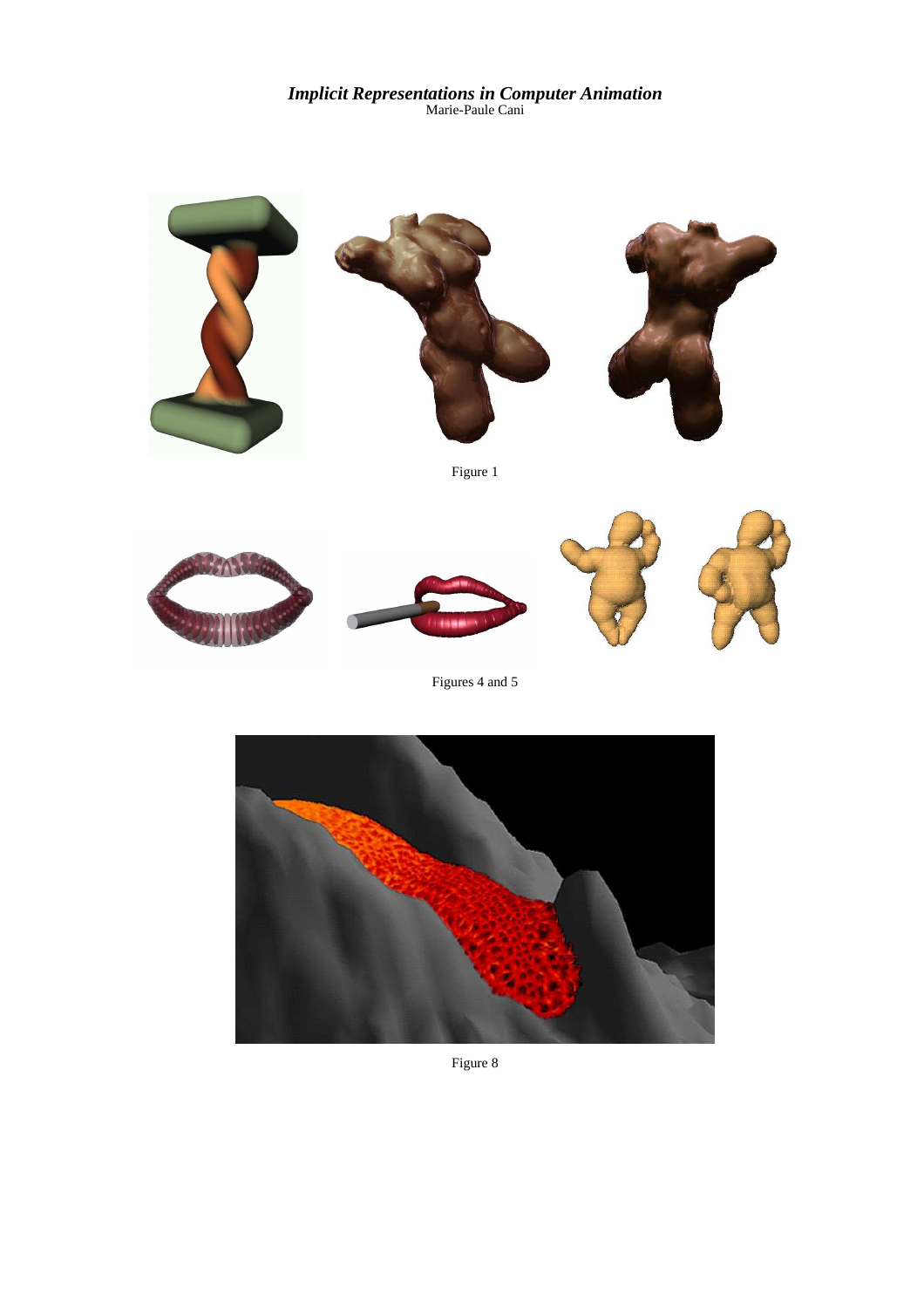*Implicit Representations in Computer Animation*
Marie-Paule Cani

Figure 1

Figures 4 and 5

Figure 8